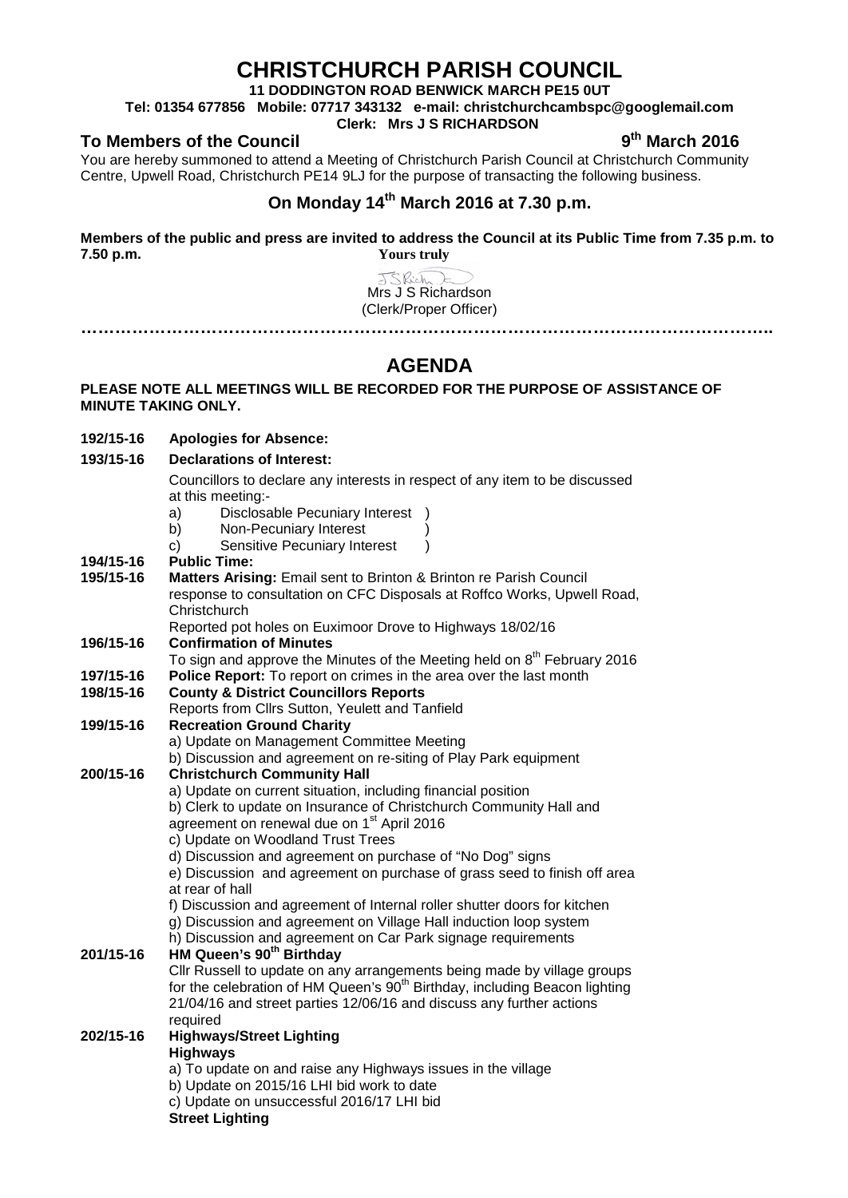# CHRISTCHURCH PARISH COUNCIL

**11 DODDINGTON ROAD BENWICK MARCH PE15 0UT**

**Tel: 01354 677856 Mobile: 07717 343132 e-mail: christchurchcambspc@googlemail.com**

**Clerk: Mrs J S RICHARDSON**

**To Members of the Council** **9th March 2016**

You are hereby summoned to attend a Meeting of Christchurch Parish Council at Christchurch Community Centre, Upwell Road, Christchurch PE14 9LJ for the purpose of transacting the following business.

## On Monday 14th March 2016 at 7.30 p.m.

**Members of the public and press are invited to address the Council at its Public Time from 7.35 p.m. to 7.50 p.m.**

**Yours truly**

Mrs J S Richardson
(Clerk/Proper Officer)

…………………………………………………………………………………………………………

## AGENDA

**PLEASE NOTE ALL MEETINGS WILL BE RECORDED FOR THE PURPOSE OF ASSISTANCE OF MINUTE TAKING ONLY.**

**192/15-16 Apologies for Absence:**

**193/15-16 Declarations of Interest:**

Councillors to declare any interests in respect of any item to be discussed at this meeting:-

a) Disclosable Pecuniary Interest )
b) Non-Pecuniary Interest )
c) Sensitive Pecuniary Interest )

**194/15-16 Public Time:**

**195/15-16 Matters Arising:** Email sent to Brinton & Brinton re Parish Council response to consultation on CFC Disposals at Roffco Works, Upwell Road, Christchurch

Reported pot holes on Euximoor Drove to Highways 18/02/16

**196/15-16 Confirmation of Minutes**

To sign and approve the Minutes of the Meeting held on 8th February 2016

**197/15-16 Police Report:** To report on crimes in the area over the last month

**198/15-16 County & District Councillors Reports**

Reports from Cllrs Sutton, Yeulett and Tanfield

**199/15-16 Recreation Ground Charity**

a) Update on Management Committee Meeting
b) Discussion and agreement on re-siting of Play Park equipment

**200/15-16 Christchurch Community Hall**

a) Update on current situation, including financial position
b) Clerk to update on Insurance of Christchurch Community Hall and agreement on renewal due on 1st April 2016
c) Update on Woodland Trust Trees
d) Discussion and agreement on purchase of "No Dog" signs
e) Discussion and agreement on purchase of grass seed to finish off area at rear of hall
f) Discussion and agreement of Internal roller shutter doors for kitchen
g) Discussion and agreement on Village Hall induction loop system
h) Discussion and agreement on Car Park signage requirements

**201/15-16 HM Queen's 90th Birthday**

Cllr Russell to update on any arrangements being made by village groups for the celebration of HM Queen's 90th Birthday, including Beacon lighting 21/04/16 and street parties 12/06/16 and discuss any further actions required

**202/15-16 Highways/Street Lighting**

**Highways**

a) To update on and raise any Highways issues in the village
b) Update on 2015/16 LHI bid work to date
c) Update on unsuccessful 2016/17 LHI bid

**Street Lighting**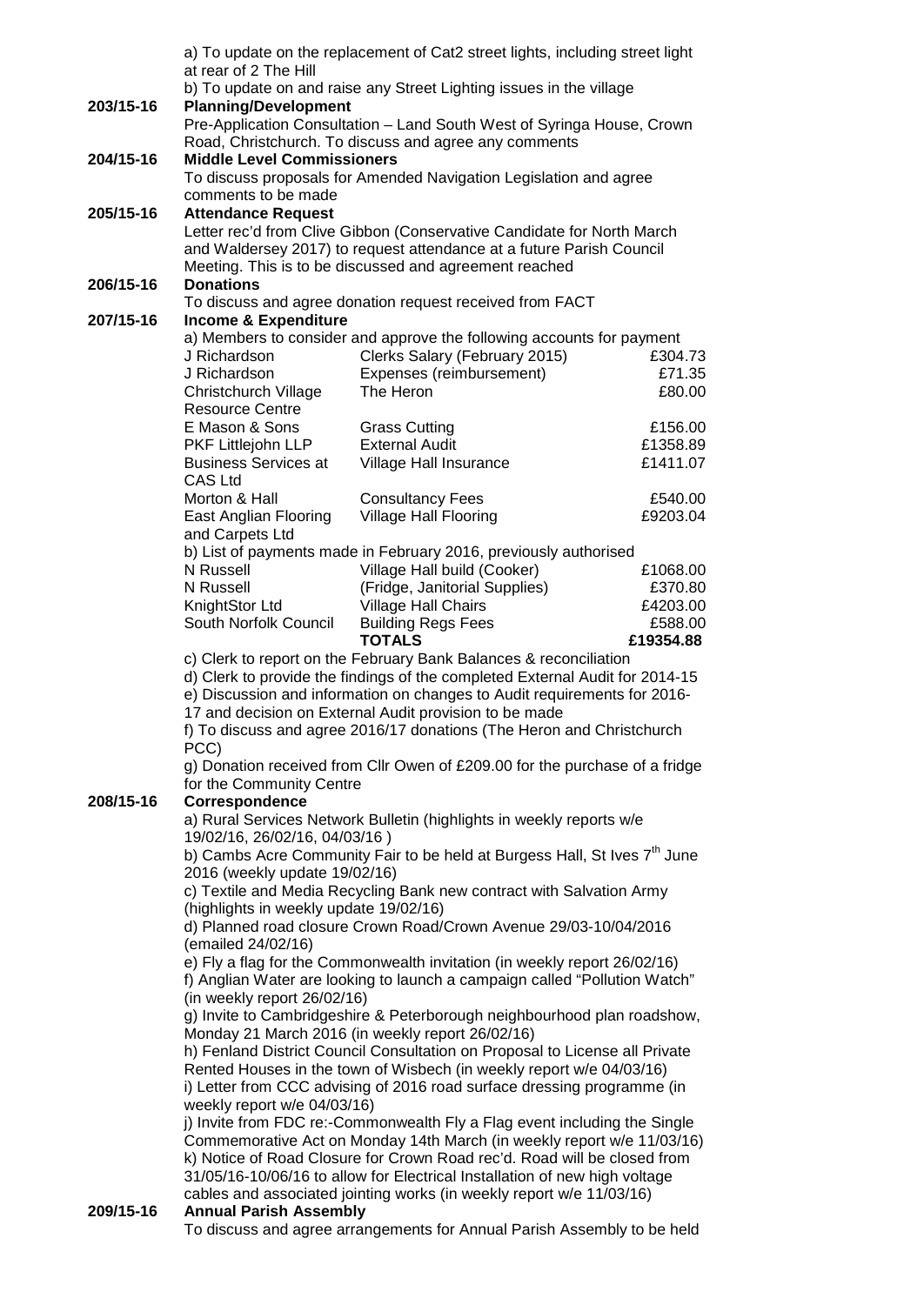a) To update on the replacement of Cat2 street lights, including street light at rear of 2 The Hill

b) To update on and raise any Street Lighting issues in the village

**203/15-16 Planning/Development**

Pre-Application Consultation – Land South West of Syringa House, Crown Road, Christchurch. To discuss and agree any comments

**204/15-16 Middle Level Commissioners**

To discuss proposals for Amended Navigation Legislation and agree comments to be made

**205/15-16 Attendance Request**

Letter rec'd from Clive Gibbon (Conservative Candidate for North March and Waldersey 2017) to request attendance at a future Parish Council Meeting. This is to be discussed and agreement reached

**206/15-16 Donations**

To discuss and agree donation request received from FACT

**207/15-16 Income & Expenditure**

a) Members to consider and approve the following accounts for payment

| | | |
|---|---|---|
| J Richardson | Clerks Salary (February 2015) | £304.73 |
| J Richardson | Expenses (reimbursement) | £71.35 |
| Christchurch Village Resource Centre | The Heron | £80.00 |
| E Mason & Sons | Grass Cutting | £156.00 |
| PKF Littlejohn LLP | External Audit | £1358.89 |
| Business Services at CAS Ltd | Village Hall Insurance | £1411.07 |
| Morton & Hall | Consultancy Fees | £540.00 |
| East Anglian Flooring and Carpets Ltd | Village Hall Flooring | £9203.04 |

b) List of payments made in February 2016, previously authorised

| | | |
|---|---|---|
| N Russell | Village Hall build (Cooker) | £1068.00 |
| N Russell | (Fridge, Janitorial Supplies) | £370.80 |
| KnightStor Ltd | Village Hall Chairs | £4203.00 |
| South Norfolk Council | Building Regs Fees | £588.00 |
| | **TOTALS** | **£19354.88** |

c) Clerk to report on the February Bank Balances & reconciliation

d) Clerk to provide the findings of the completed External Audit for 2014-15

e) Discussion and information on changes to Audit requirements for 2016-17 and decision on External Audit provision to be made

f) To discuss and agree 2016/17 donations (The Heron and Christchurch PCC)

g) Donation received from Cllr Owen of £209.00 for the purchase of a fridge for the Community Centre

**208/15-16 Correspondence**

a) Rural Services Network Bulletin (highlights in weekly reports w/e 19/02/16, 26/02/16, 04/03/16 )

b) Cambs Acre Community Fair to be held at Burgess Hall, St Ives 7th June 2016 (weekly update 19/02/16)

c) Textile and Media Recycling Bank new contract with Salvation Army (highlights in weekly update 19/02/16)

d) Planned road closure Crown Road/Crown Avenue 29/03-10/04/2016 (emailed 24/02/16)

e) Fly a flag for the Commonwealth invitation (in weekly report 26/02/16)

f) Anglian Water are looking to launch a campaign called "Pollution Watch" (in weekly report 26/02/16)

g) Invite to Cambridgeshire & Peterborough neighbourhood plan roadshow, Monday 21 March 2016 (in weekly report 26/02/16)

h) Fenland District Council Consultation on Proposal to License all Private Rented Houses in the town of Wisbech (in weekly report w/e 04/03/16)

i) Letter from CCC advising of 2016 road surface dressing programme (in weekly report w/e 04/03/16)

j) Invite from FDC re:-Commonwealth Fly a Flag event including the Single Commemorative Act on Monday 14th March (in weekly report w/e 11/03/16)

k) Notice of Road Closure for Crown Road rec'd. Road will be closed from 31/05/16-10/06/16 to allow for Electrical Installation of new high voltage cables and associated jointing works (in weekly report w/e 11/03/16)

**209/15-16 Annual Parish Assembly**

To discuss and agree arrangements for Annual Parish Assembly to be held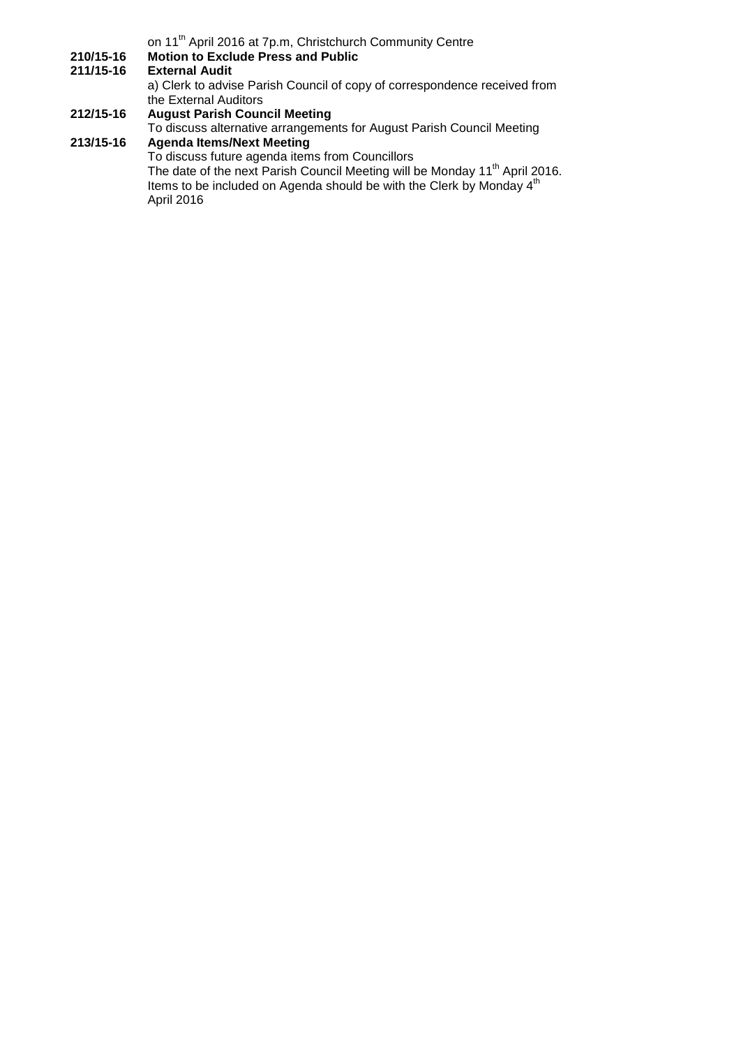on 11th April 2016 at 7p.m, Christchurch Community Centre

**210/15-16 Motion to Exclude Press and Public**

**211/15-16 External Audit**

a) Clerk to advise Parish Council of copy of correspondence received from the External Auditors

**212/15-16 August Parish Council Meeting**

To discuss alternative arrangements for August Parish Council Meeting

**213/15-16 Agenda Items/Next Meeting**

To discuss future agenda items from Councillors

The date of the next Parish Council Meeting will be Monday 11th April 2016.

Items to be included on Agenda should be with the Clerk by Monday 4th April 2016